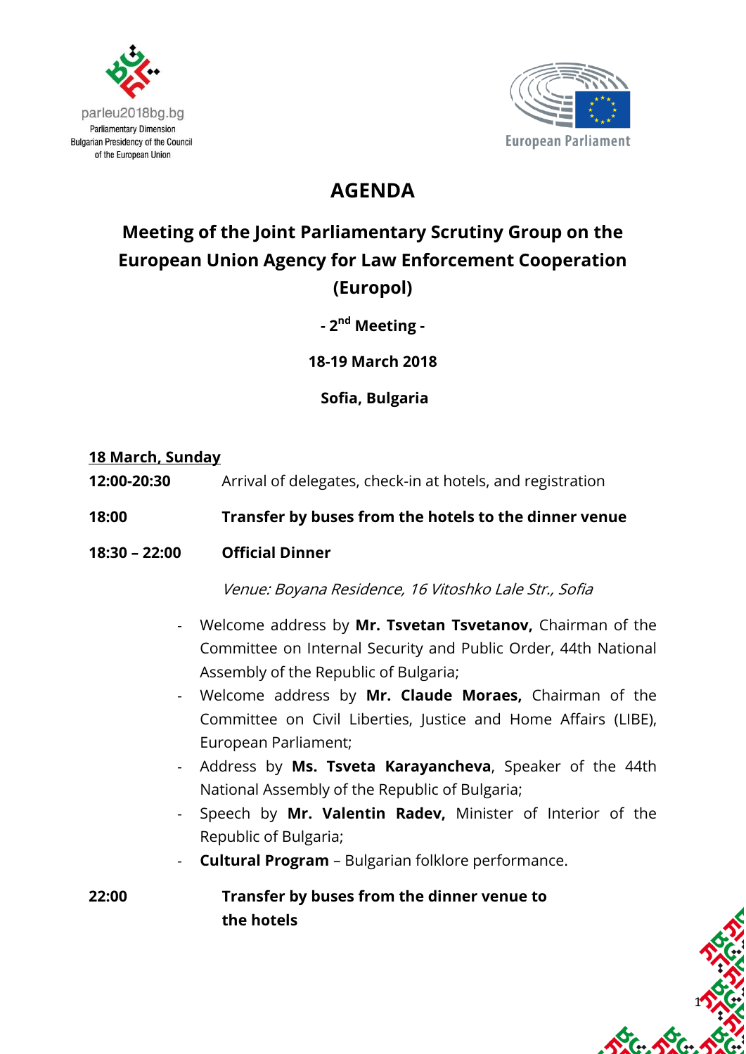parleu2018bg.bg
Parliamentary Dimension
Bulgarian Presidency of the Council of the European Union

European Parliament

# AGENDA

## Meeting of the Joint Parliamentary Scrutiny Group on the European Union Agency for Law Enforcement Cooperation (Europol)

**- 2nd Meeting -**

**18-19 March 2018**

**Sofia, Bulgaria**

**<u>18 March, Sunday</u>**

**12:00-20:30** Arrival of delegates, check-in at hotels, and registration

**18:00** **Transfer by buses from the hotels to the dinner venue**

**18:30 – 22:00** **Official Dinner**

*Venue: Boyana Residence, 16 Vitoshko Lale Str., Sofia*

- Welcome address by **Mr. Tsvetan Tsvetanov,** Chairman of the Committee on Internal Security and Public Order, 44th National Assembly of the Republic of Bulgaria;
- Welcome address by **Mr. Claude Moraes,** Chairman of the Committee on Civil Liberties, Justice and Home Affairs (LIBE), European Parliament;
- Address by **Ms. Tsveta Karayancheva**, Speaker of the 44th National Assembly of the Republic of Bulgaria;
- Speech by **Mr. Valentin Radev,** Minister of Interior of the Republic of Bulgaria;
- **Cultural Program** – Bulgarian folklore performance.

**22:00** **Transfer by buses from the dinner venue to the hotels**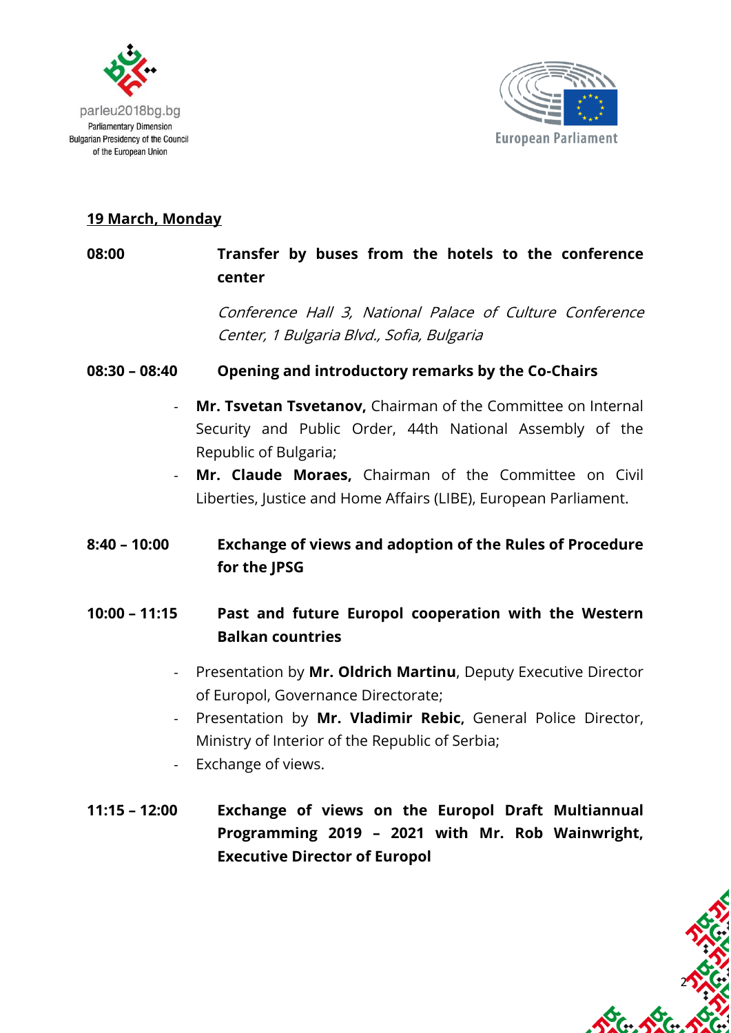**19 March, Monday**

**08:00** **Transfer by buses from the hotels to the conference center**

*Conference Hall 3, National Palace of Culture Conference Center, 1 Bulgaria Blvd., Sofia, Bulgaria*

**08:30 – 08:40** **Opening and introductory remarks by the Co-Chairs**

- **Mr. Tsvetan Tsvetanov,** Chairman of the Committee on Internal Security and Public Order, 44th National Assembly of the Republic of Bulgaria;
- **Mr. Claude Moraes,** Chairman of the Committee on Civil Liberties, Justice and Home Affairs (LIBE), European Parliament.

**8:40 – 10:00** **Exchange of views and adoption of the Rules of Procedure for the JPSG**

**10:00 – 11:15** **Past and future Europol cooperation with the Western Balkan countries**

- Presentation by **Mr. Oldrich Martinu**, Deputy Executive Director of Europol, Governance Directorate;
- Presentation by **Mr. Vladimir Rebic,** General Police Director, Ministry of Interior of the Republic of Serbia;
- Exchange of views.

**11:15 – 12:00** **Exchange of views on the Europol Draft Multiannual Programming 2019 – 2021 with Mr. Rob Wainwright, Executive Director of Europol**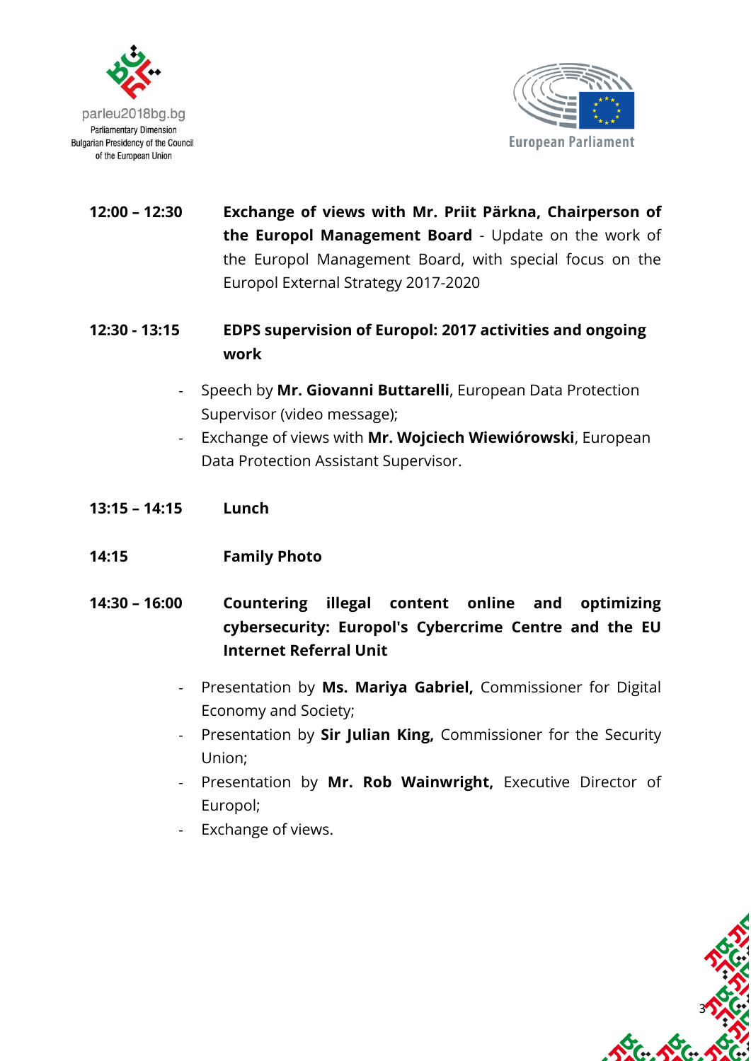**12:00 – 12:30** **Exchange of views with Mr. Priit Pärkna, Chairperson of the Europol Management Board** - Update on the work of the Europol Management Board, with special focus on the Europol External Strategy 2017-2020

**12:30 - 13:15** **EDPS supervision of Europol: 2017 activities and ongoing work**

- Speech by **Mr. Giovanni Buttarelli**, European Data Protection Supervisor (video message);
- Exchange of views with **Mr. Wojciech Wiewiórowski**, European Data Protection Assistant Supervisor.

**13:15 – 14:15** **Lunch**

**14:15** **Family Photo**

**14:30 – 16:00** **Countering illegal content online and optimizing cybersecurity: Europol's Cybercrime Centre and the EU Internet Referral Unit**

- Presentation by **Ms. Mariya Gabriel,** Commissioner for Digital Economy and Society;
- Presentation by **Sir Julian King,** Commissioner for the Security Union;
- Presentation by **Mr. Rob Wainwright,** Executive Director of Europol;
- Exchange of views.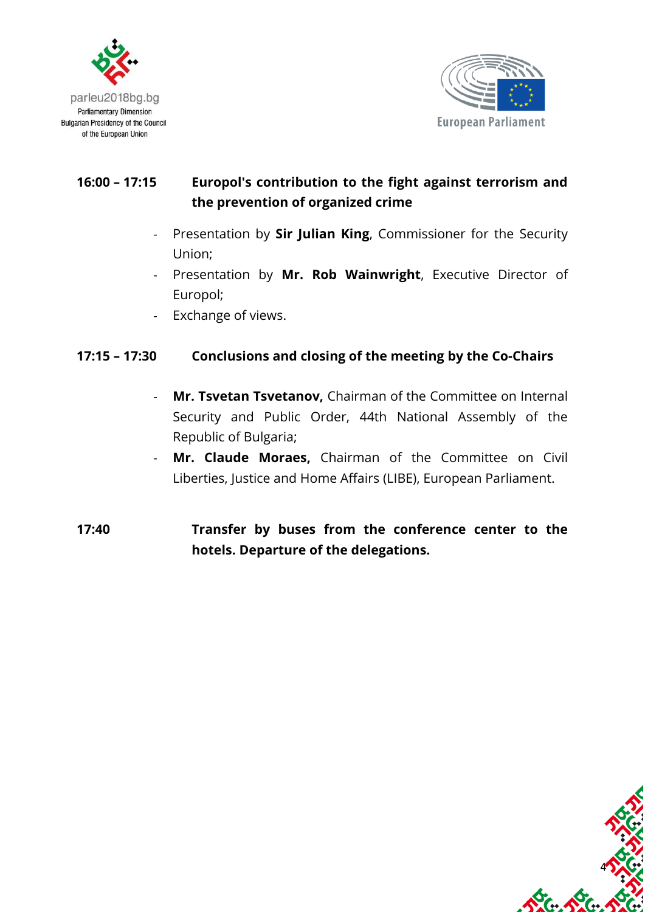**16:00 – 17:15** **Europol's contribution to the fight against terrorism and the prevention of organized crime**

- Presentation by **Sir Julian King**, Commissioner for the Security Union;
- Presentation by **Mr. Rob Wainwright**, Executive Director of Europol;
- Exchange of views.

**17:15 – 17:30** **Conclusions and closing of the meeting by the Co-Chairs**

- **Mr. Tsvetan Tsvetanov,** Chairman of the Committee on Internal Security and Public Order, 44th National Assembly of the Republic of Bulgaria;
- **Mr. Claude Moraes,** Chairman of the Committee on Civil Liberties, Justice and Home Affairs (LIBE), European Parliament.

**17:40** **Transfer by buses from the conference center to the hotels. Departure of the delegations.**